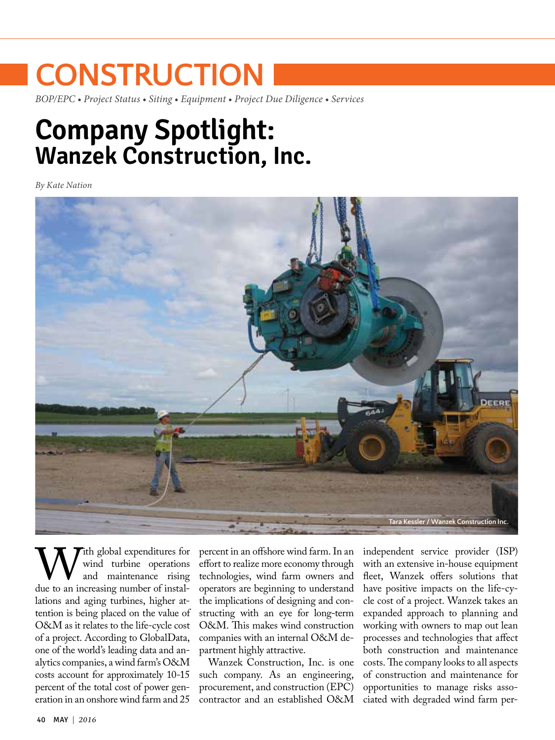# CONSTRUCTION

*BOP/EPC • Project Status • Siting • Equipment • Project Due Diligence • Services*

## Company Spotlight: Wanzek Construction, Inc.

*By Kate Nation*

Tara Kessler / Wanzek Construction Inc.

With global expenditures for wind turbine operations and maintenance rising due to an increasing number of installations and aging turbines, higher attention is being placed on the value of O&M as it relates to the life-cycle cost of a project. According to GlobalData, one of the world's leading data and analytics companies, a wind farm's O&M costs account for approximately 10-15 percent of the total cost of power generation in an onshore wind farm and 25 percent in an offshore wind farm. In an effort to realize more economy through technologies, wind farm owners and operators are beginning to understand the implications of designing and constructing with an eye for long-term O&M. This makes wind construction companies with an internal O&M department highly attractive.

Wanzek Construction, Inc. is one such company. As an engineering, procurement, and construction (EPC) contractor and an established O&M independent service provider (ISP) with an extensive in-house equipment fleet, Wanzek offers solutions that have positive impacts on the life-cycle cost of a project. Wanzek takes an expanded approach to planning and working with owners to map out lean processes and technologies that affect both construction and maintenance costs. The company looks to all aspects of construction and maintenance for opportunities to manage risks associated with degraded wind farm per-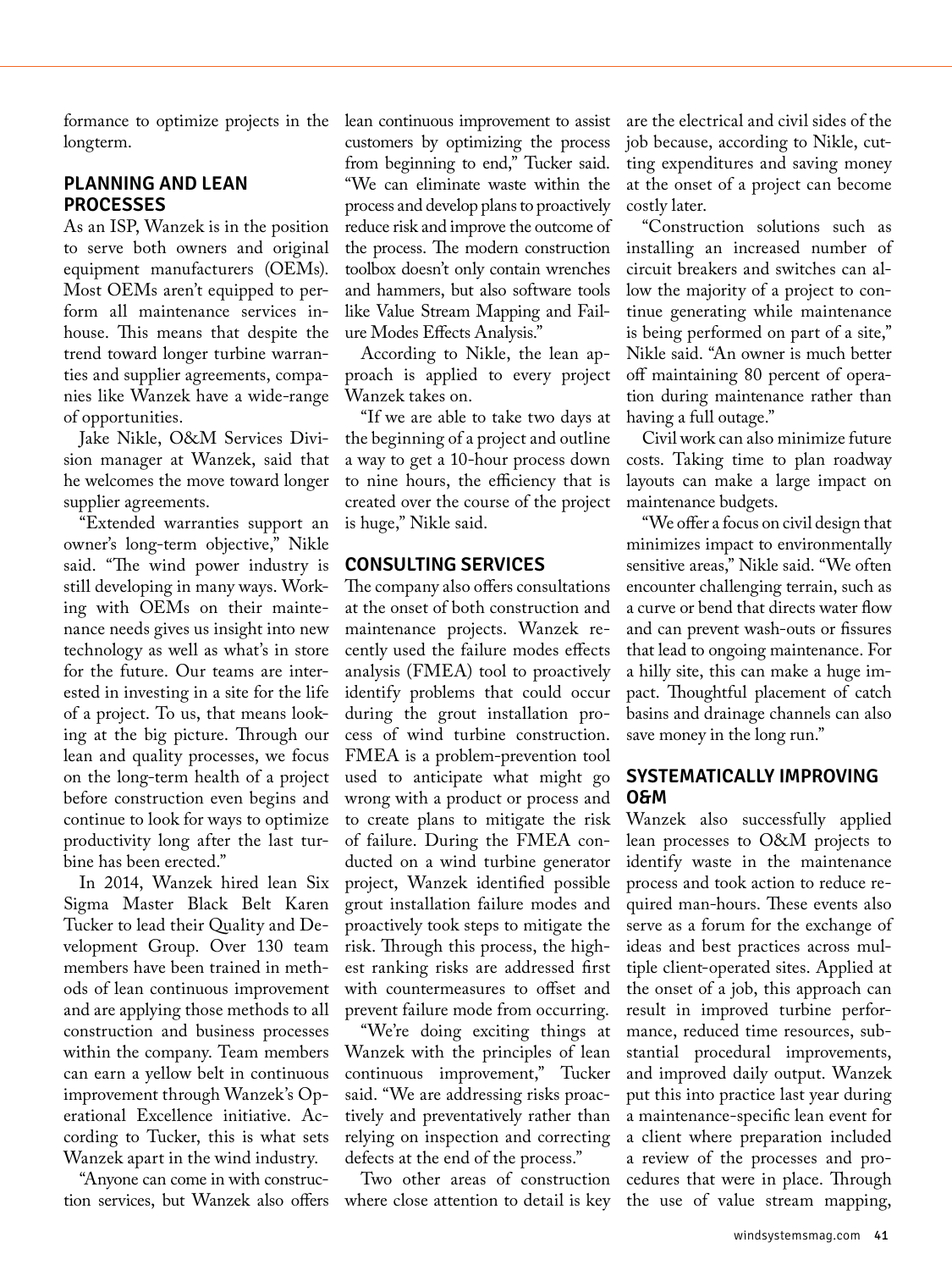formance to optimize projects in the longterm.

## PLANNING AND LEAN PROCESSES

As an ISP, Wanzek is in the position to serve both owners and original equipment manufacturers (OEMs). Most OEMs aren't equipped to perform all maintenance services inhouse. This means that despite the trend toward longer turbine warranties and supplier agreements, companies like Wanzek have a wide-range of opportunities.

Jake Nikle, O&M Services Division manager at Wanzek, said that he welcomes the move toward longer supplier agreements.

"Extended warranties support an owner's long-term objective," Nikle said. "The wind power industry is still developing in many ways. Working with OEMs on their maintenance needs gives us insight into new technology as well as what's in store for the future. Our teams are interested in investing in a site for the life of a project. To us, that means looking at the big picture. Through our lean and quality processes, we focus on the long-term health of a project before construction even begins and continue to look for ways to optimize productivity long after the last turbine has been erected."

In 2014, Wanzek hired lean Six Sigma Master Black Belt Karen Tucker to lead their Quality and Development Group. Over 130 team members have been trained in methods of lean continuous improvement and are applying those methods to all construction and business processes within the company. Team members can earn a yellow belt in continuous improvement through Wanzek's Operational Excellence initiative. According to Tucker, this is what sets Wanzek apart in the wind industry.

"Anyone can come in with construction services, but Wanzek also offers lean continuous improvement to assist customers by optimizing the process from beginning to end," Tucker said. "We can eliminate waste within the process and develop plans to proactively reduce risk and improve the outcome of the process. The modern construction toolbox doesn't only contain wrenches and hammers, but also software tools like Value Stream Mapping and Failure Modes Effects Analysis."

According to Nikle, the lean approach is applied to every project Wanzek takes on.

"If we are able to take two days at the beginning of a project and outline a way to get a 10-hour process down to nine hours, the efficiency that is created over the course of the project is huge," Nikle said.

## CONSULTING SERVICES

The company also offers consultations at the onset of both construction and maintenance projects. Wanzek recently used the failure modes effects analysis (FMEA) tool to proactively identify problems that could occur during the grout installation process of wind turbine construction. FMEA is a problem-prevention tool used to anticipate what might go wrong with a product or process and to create plans to mitigate the risk of failure. During the FMEA conducted on a wind turbine generator project, Wanzek identified possible grout installation failure modes and proactively took steps to mitigate the risk. Through this process, the highest ranking risks are addressed first with countermeasures to offset and prevent failure mode from occurring.

"We're doing exciting things at Wanzek with the principles of lean continuous improvement," Tucker said. "We are addressing risks proactively and preventatively rather than relying on inspection and correcting defects at the end of the process."

Two other areas of construction where close attention to detail is key are the electrical and civil sides of the job because, according to Nikle, cutting expenditures and saving money at the onset of a project can become costly later.

"Construction solutions such as installing an increased number of circuit breakers and switches can allow the majority of a project to continue generating while maintenance is being performed on part of a site," Nikle said. "An owner is much better off maintaining 80 percent of operation during maintenance rather than having a full outage."

Civil work can also minimize future costs. Taking time to plan roadway layouts can make a large impact on maintenance budgets.

"We offer a focus on civil design that minimizes impact to environmentally sensitive areas," Nikle said. "We often encounter challenging terrain, such as a curve or bend that directs water flow and can prevent wash-outs or fissures that lead to ongoing maintenance. For a hilly site, this can make a huge impact. Thoughtful placement of catch basins and drainage channels can also save money in the long run."

## SYSTEMATICALLY IMPROVING O&M

Wanzek also successfully applied lean processes to O&M projects to identify waste in the maintenance process and took action to reduce required man-hours. These events also serve as a forum for the exchange of ideas and best practices across multiple client-operated sites. Applied at the onset of a job, this approach can result in improved turbine performance, reduced time resources, substantial procedural improvements, and improved daily output. Wanzek put this into practice last year during a maintenance-specific lean event for a client where preparation included a review of the processes and procedures that were in place. Through the use of value stream mapping,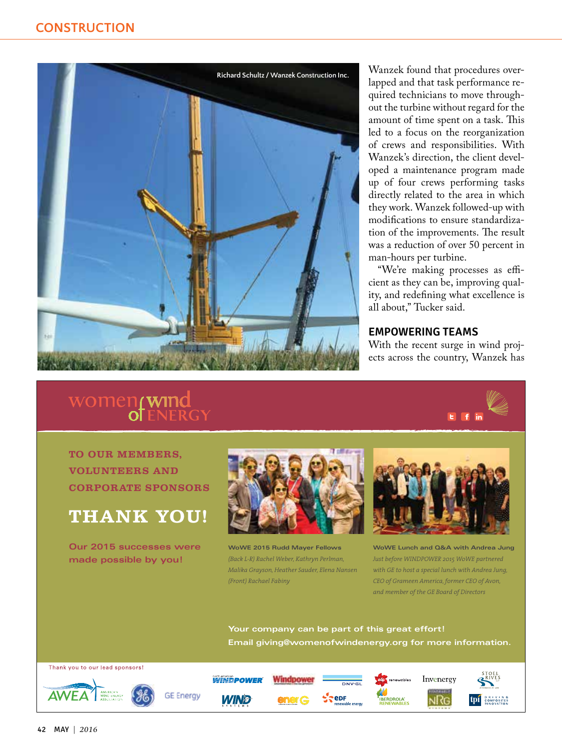Richard Schultz / Wanzek Construction Inc.

Wanzek found that procedures overlapped and that task performance required technicians to move throughout the turbine without regard for the amount of time spent on a task. This led to a focus on the reorganization of crews and responsibilities. With Wanzek's direction, the client developed a maintenance program made up of four crews performing tasks directly related to the area in which they work. Wanzek followed-up with modifications to ensure standardization of the improvements. The result was a reduction of over 50 percent in man-hours per turbine.

"We're making processes as efficient as they can be, improving quality, and redefining what excellence is all about," Tucker said.

## EMPOWERING TEAMS

With the recent surge in wind projects across the country, Wanzek has

---

women of wind ENERGY

**TO OUR MEMBERS, VOLUNTEERS AND CORPORATE SPONSORS**

# THANK YOU!

Our 2015 successes were made possible by you!

**WoWE 2015 Rudd Mayer Fellows**

*(Back L-R) Rachel Weber, Kathryn Perlman, Malika Grayson, Heather Sauder, Elena Nansen (Front) Rachael Fabiny*

**WoWE Lunch and Q&A with Andrea Jung**

*Just before WINDPOWER 2015 WoWE partnered with GE to host a special lunch with Andrea Jung, CEO of Grameen America, former CEO of Avon, and member of the GE Board of Directors*

**Your company can be part of this great effort!**
**Email giving@womenofwindenergy.org for more information.**

Thank you to our lead sponsors!

AWEA American Wind Energy Association · GE Energy · North American Windpower · Windpower · DNV·GL · edp renewables · Invenergy · Stoel Rives · Wind Systems · enerG · EDF renewable energy · Iberdrola Renewables · NRG · TPI Composites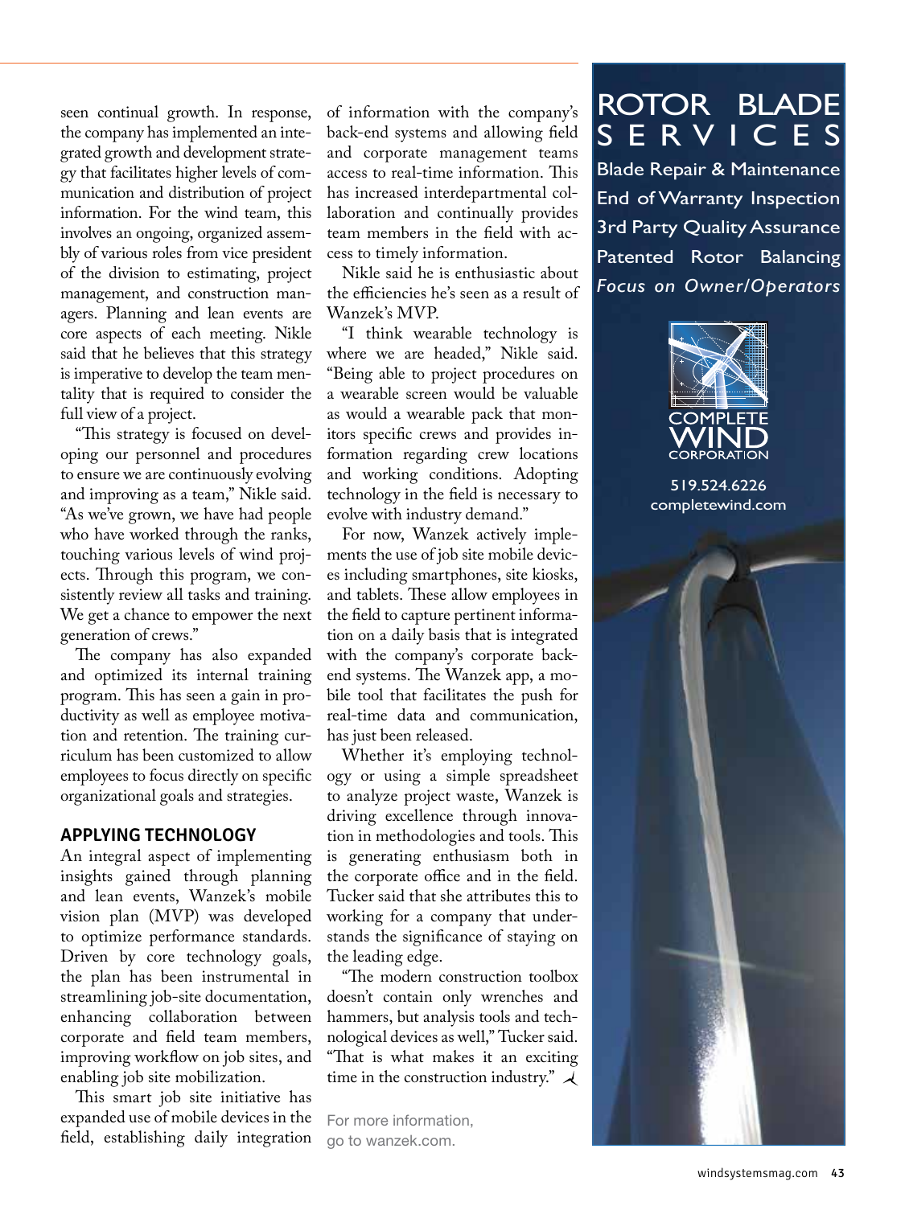seen continual growth. In response, the company has implemented an integrated growth and development strategy that facilitates higher levels of communication and distribution of project information. For the wind team, this involves an ongoing, organized assembly of various roles from vice president of the division to estimating, project management, and construction managers. Planning and lean events are core aspects of each meeting. Nikle said that he believes that this strategy is imperative to develop the team mentality that is required to consider the full view of a project.

"This strategy is focused on developing our personnel and procedures to ensure we are continuously evolving and improving as a team," Nikle said. "As we've grown, we have had people who have worked through the ranks, touching various levels of wind projects. Through this program, we consistently review all tasks and training. We get a chance to empower the next generation of crews."

The company has also expanded and optimized its internal training program. This has seen a gain in productivity as well as employee motivation and retention. The training curriculum has been customized to allow employees to focus directly on specific organizational goals and strategies.

## APPLYING TECHNOLOGY

An integral aspect of implementing insights gained through planning and lean events, Wanzek's mobile vision plan (MVP) was developed to optimize performance standards. Driven by core technology goals, the plan has been instrumental in streamlining job-site documentation, enhancing collaboration between corporate and field team members, improving workflow on job sites, and enabling job site mobilization.

This smart job site initiative has expanded use of mobile devices in the field, establishing daily integration of information with the company's back-end systems and allowing field and corporate management teams access to timely information. This has increased interdepartmental collaboration and continually provides team members in the field with access to timely information.

Nikle said he is enthusiastic about the efficiencies he's seen as a result of Wanzek's MVP.

"I think wearable technology is where we are headed," Nikle said. "Being able to project procedures on a wearable screen would be valuable as would a wearable pack that monitors specific crews and provides information regarding crew locations and working conditions. Adopting technology in the field is necessary to evolve with industry demand."

For now, Wanzek actively implements the use of job site mobile devices including smartphones, site kiosks, and tablets. These allow employees in the field to capture pertinent information on a daily basis that is integrated with the company's corporate back-end systems. The Wanzek app, a mobile tool that facilitates the push for real-time data and communication, has just been released.

Whether it's employing technology or using a simple spreadsheet to analyze project waste, Wanzek is driving excellence through innovation in methodologies and tools. This is generating enthusiasm both in the corporate office and in the field. Tucker said that she attributes this to working for a company that understands the significance of staying on the leading edge.

"The modern construction toolbox doesn't contain only wrenches and hammers, but analysis tools and technological devices as well," Tucker said. "That is what makes it an exciting time in the construction industry."

For more information, go to wanzek.com.

ROTOR BLADE SERVICES

Blade Repair & Maintenance
End of Warranty Inspection
3rd Party Quality Assurance
Patented Rotor Balancing
*Focus on Owner/Operators*

COMPLETE WIND CORPORATION

519.524.6226
completewind.com